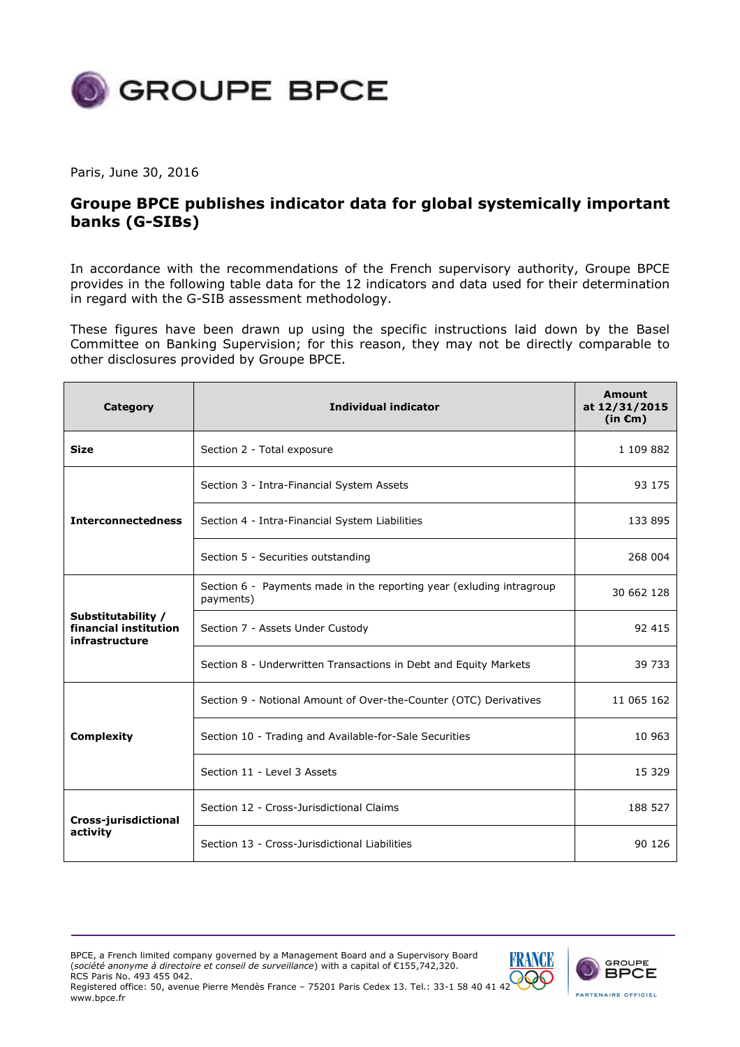GROUPE BPCE

Paris, June 30, 2016

# Groupe BPCE publishes indicator data for global systemically important banks (G-SIBs)

In accordance with the recommendations of the French supervisory authority, Groupe BPCE provides in the following table data for the 12 indicators and data used for their determination in regard with the G-SIB assessment methodology.

These figures have been drawn up using the specific instructions laid down by the Basel Committee on Banking Supervision; for this reason, they may not be directly comparable to other disclosures provided by Groupe BPCE.

| Category | Individual indicator | Amount at 12/31/2015 (in €m) |
|---|---|---|
| **Size** | Section 2 - Total exposure | 1 109 882 |
| **Interconnectedness** | Section 3 - Intra-Financial System Assets | 93 175 |
| | Section 4 - Intra-Financial System Liabilities | 133 895 |
| | Section 5 - Securities outstanding | 268 004 |
| **Substitutability / financial institution infrastructure** | Section 6 - Payments made in the reporting year (exluding intragroup payments) | 30 662 128 |
| | Section 7 - Assets Under Custody | 92 415 |
| | Section 8 - Underwritten Transactions in Debt and Equity Markets | 39 733 |
| **Complexity** | Section 9 - Notional Amount of Over-the-Counter (OTC) Derivatives | 11 065 162 |
| | Section 10 - Trading and Available-for-Sale Securities | 10 963 |
| | Section 11 - Level 3 Assets | 15 329 |
| **Cross-jurisdictional activity** | Section 12 - Cross-Jurisdictional Claims | 188 527 |
| | Section 13 - Cross-Jurisdictional Liabilities | 90 126 |

BPCE, a French limited company governed by a Management Board and a Supervisory Board (*société anonyme à directoire et conseil de surveillance*) with a capital of €155,742,320.
RCS Paris No. 493 455 042.
Registered office: 50, avenue Pierre Mendès France – 75201 Paris Cedex 13. Tel.: 33-1 58 40 41 42
www.bpce.fr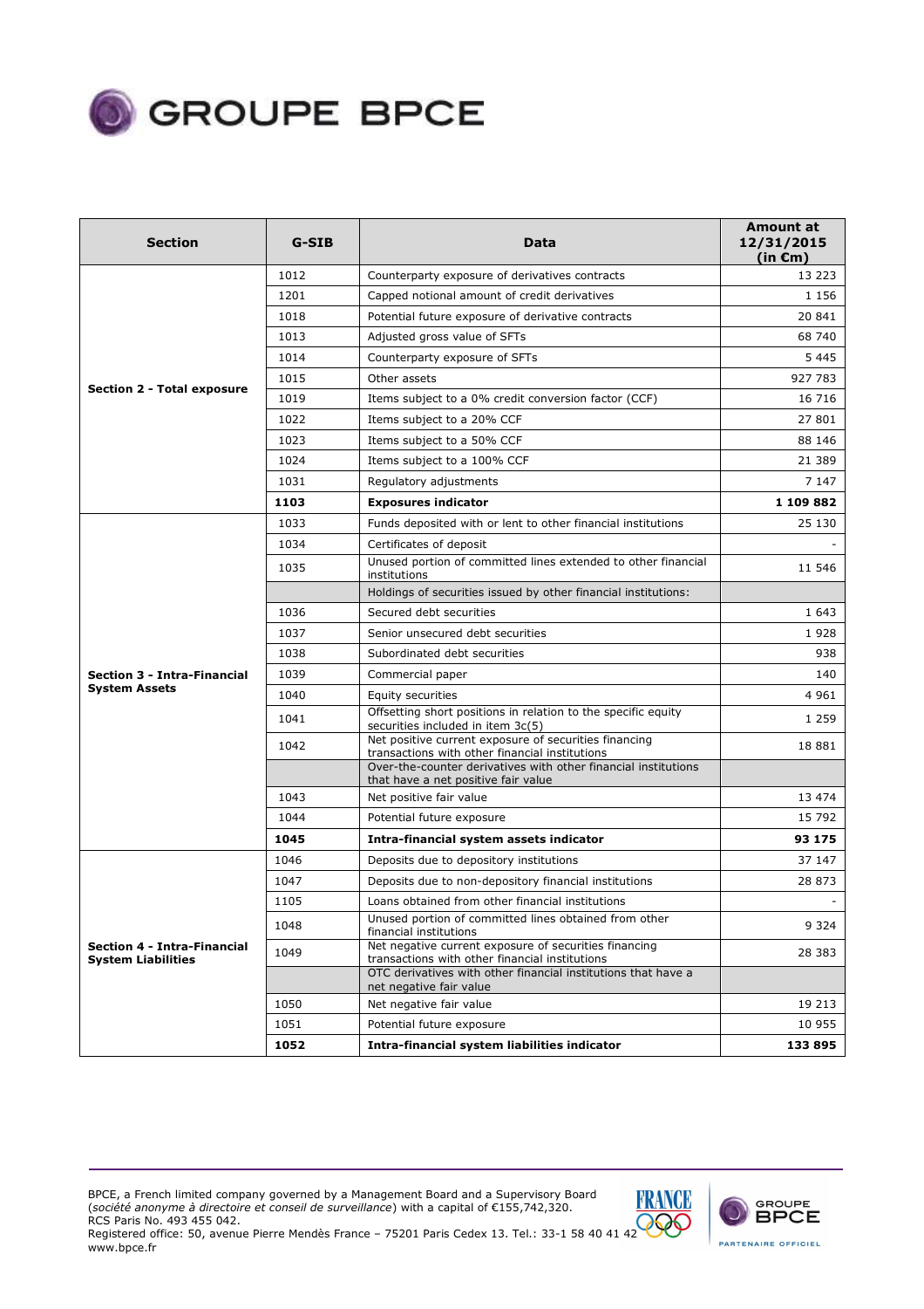| Section | G-SIB | Data | Amount at 12/31/2015 (in €m) |
|---|---|---|---|
| Section 2 - Total exposure | 1012 | Counterparty exposure of derivatives contracts | 13 223 |
| | 1201 | Capped notional amount of credit derivatives | 1 156 |
| | 1018 | Potential future exposure of derivative contracts | 20 841 |
| | 1013 | Adjusted gross value of SFTs | 68 740 |
| | 1014 | Counterparty exposure of SFTs | 5 445 |
| | 1015 | Other assets | 927 783 |
| | 1019 | Items subject to a 0% credit conversion factor (CCF) | 16 716 |
| | 1022 | Items subject to a 20% CCF | 27 801 |
| | 1023 | Items subject to a 50% CCF | 88 146 |
| | 1024 | Items subject to a 100% CCF | 21 389 |
| | 1031 | Regulatory adjustments | 7 147 |
| | **1103** | **Exposures indicator** | **1 109 882** |
| Section 3 - Intra-Financial System Assets | 1033 | Funds deposited with or lent to other financial institutions | 25 130 |
| | 1034 | Certificates of deposit | - |
| | 1035 | Unused portion of committed lines extended to other financial institutions | 11 546 |
| | | Holdings of securities issued by other financial institutions: | |
| | 1036 | Secured debt securities | 1 643 |
| | 1037 | Senior unsecured debt securities | 1 928 |
| | 1038 | Subordinated debt securities | 938 |
| | 1039 | Commercial paper | 140 |
| | 1040 | Equity securities | 4 961 |
| | 1041 | Offsetting short positions in relation to the specific equity securities included in item 3c(5) | 1 259 |
| | 1042 | Net positive current exposure of securities financing transactions with other financial institutions | 18 881 |
| | | Over-the-counter derivatives with other financial institutions that have a net positive fair value | |
| | 1043 | Net positive fair value | 13 474 |
| | 1044 | Potential future exposure | 15 792 |
| | **1045** | **Intra-financial system assets indicator** | **93 175** |
| Section 4 - Intra-Financial System Liabilities | 1046 | Deposits due to depository institutions | 37 147 |
| | 1047 | Deposits due to non-depository financial institutions | 28 873 |
| | 1105 | Loans obtained from other financial institutions | - |
| | 1048 | Unused portion of committed lines obtained from other financial institutions | 9 324 |
| | 1049 | Net negative current exposure of securities financing transactions with other financial institutions | 28 383 |
| | | OTC derivatives with other financial institutions that have a net negative fair value | |
| | 1050 | Net negative fair value | 19 213 |
| | 1051 | Potential future exposure | 10 955 |
| | **1052** | **Intra-financial system liabilities indicator** | **133 895** |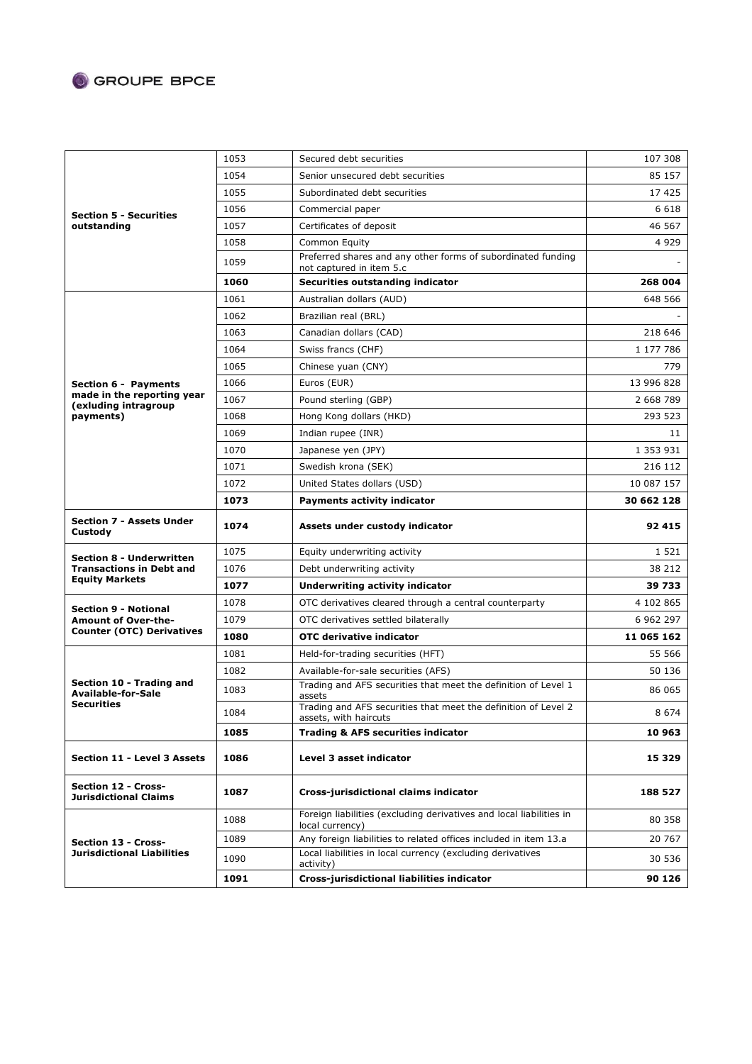| | | | |
|---|---|---|---|
| **Section 5 - Securities outstanding** | 1053 | Secured debt securities | 107 308 |
| | 1054 | Senior unsecured debt securities | 85 157 |
| | 1055 | Subordinated debt securities | 17 425 |
| | 1056 | Commercial paper | 6 618 |
| | 1057 | Certificates of deposit | 46 567 |
| | 1058 | Common Equity | 4 929 |
| | 1059 | Preferred shares and any other forms of subordinated funding not captured in item 5.c | - |
| | **1060** | **Securities outstanding indicator** | **268 004** |
| **Section 6 - Payments made in the reporting year (exluding intragroup payments)** | 1061 | Australian dollars (AUD) | 648 566 |
| | 1062 | Brazilian real (BRL) | - |
| | 1063 | Canadian dollars (CAD) | 218 646 |
| | 1064 | Swiss francs (CHF) | 1 177 786 |
| | 1065 | Chinese yuan (CNY) | 779 |
| | 1066 | Euros (EUR) | 13 996 828 |
| | 1067 | Pound sterling (GBP) | 2 668 789 |
| | 1068 | Hong Kong dollars (HKD) | 293 523 |
| | 1069 | Indian rupee (INR) | 11 |
| | 1070 | Japanese yen (JPY) | 1 353 931 |
| | 1071 | Swedish krona (SEK) | 216 112 |
| | 1072 | United States dollars (USD) | 10 087 157 |
| | **1073** | **Payments activity indicator** | **30 662 128** |
| **Section 7 - Assets Under Custody** | **1074** | **Assets under custody indicator** | **92 415** |
| **Section 8 - Underwritten Transactions in Debt and Equity Markets** | 1075 | Equity underwriting activity | 1 521 |
| | 1076 | Debt underwriting activity | 38 212 |
| | **1077** | **Underwriting activity indicator** | **39 733** |
| **Section 9 - Notional Amount of Over-the-Counter (OTC) Derivatives** | 1078 | OTC derivatives cleared through a central counterparty | 4 102 865 |
| | 1079 | OTC derivatives settled bilaterally | 6 962 297 |
| | **1080** | **OTC derivative indicator** | **11 065 162** |
| **Section 10 - Trading and Available-for-Sale Securities** | 1081 | Held-for-trading securities (HFT) | 55 566 |
| | 1082 | Available-for-sale securities (AFS) | 50 136 |
| | 1083 | Trading and AFS securities that meet the definition of Level 1 assets | 86 065 |
| | 1084 | Trading and AFS securities that meet the definition of Level 2 assets, with haircuts | 8 674 |
| | **1085** | **Trading & AFS securities indicator** | **10 963** |
| **Section 11 - Level 3 Assets** | **1086** | **Level 3 asset indicator** | **15 329** |
| **Section 12 - Cross-Jurisdictional Claims** | **1087** | **Cross-jurisdictional claims indicator** | **188 527** |
| **Section 13 - Cross-Jurisdictional Liabilities** | 1088 | Foreign liabilities (excluding derivatives and local liabilities in local currency) | 80 358 |
| | 1089 | Any foreign liabilities to related offices included in item 13.a | 20 767 |
| | 1090 | Local liabilities in local currency (excluding derivatives activity) | 30 536 |
| | **1091** | **Cross-jurisdictional liabilities indicator** | **90 126** |